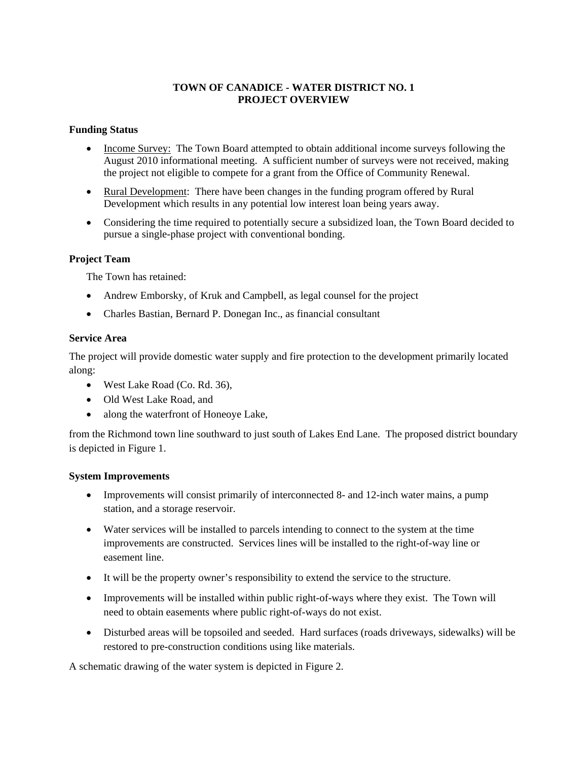# TOWN OF CANADICE - WATER DISTRICT NO. 1
# PROJECT OVERVIEW

## Funding Status

- Income Survey: The Town Board attempted to obtain additional income surveys following the August 2010 informational meeting. A sufficient number of surveys were not received, making the project not eligible to compete for a grant from the Office of Community Renewal.
- Rural Development: There have been changes in the funding program offered by Rural Development which results in any potential low interest loan being years away.
- Considering the time required to potentially secure a subsidized loan, the Town Board decided to pursue a single-phase project with conventional bonding.

## Project Team

The Town has retained:

- Andrew Emborsky, of Kruk and Campbell, as legal counsel for the project
- Charles Bastian, Bernard P. Donegan Inc., as financial consultant

## Service Area

The project will provide domestic water supply and fire protection to the development primarily located along:

- West Lake Road (Co. Rd. 36),
- Old West Lake Road, and
- along the waterfront of Honeoye Lake,

from the Richmond town line southward to just south of Lakes End Lane. The proposed district boundary is depicted in Figure 1.

## System Improvements

- Improvements will consist primarily of interconnected 8- and 12-inch water mains, a pump station, and a storage reservoir.
- Water services will be installed to parcels intending to connect to the system at the time improvements are constructed. Services lines will be installed to the right-of-way line or easement line.
- It will be the property owner's responsibility to extend the service to the structure.
- Improvements will be installed within public right-of-ways where they exist. The Town will need to obtain easements where public right-of-ways do not exist.
- Disturbed areas will be topsoiled and seeded. Hard surfaces (roads driveways, sidewalks) will be restored to pre-construction conditions using like materials.

A schematic drawing of the water system is depicted in Figure 2.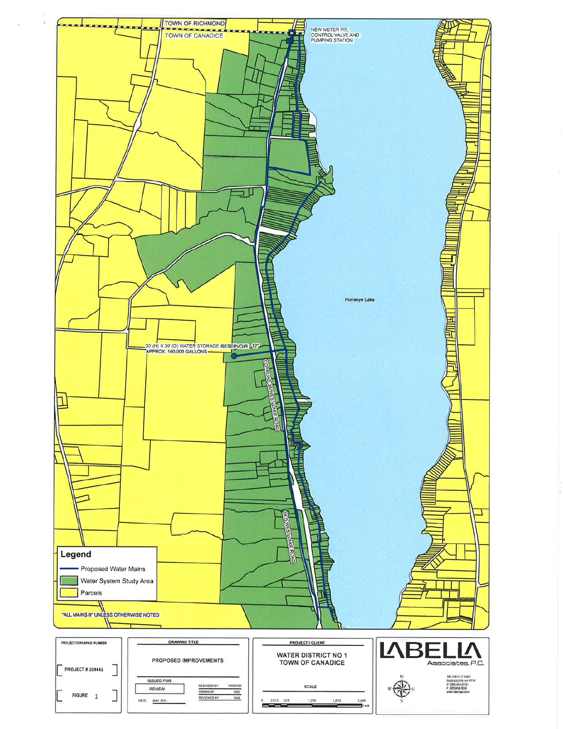TOWN OF RICHMOND

TOWN OF CANADICE

NEW METER PIT, CONTROL VALVE AND PUMPING STATION

Honeoye Lake

30' (H) X 30' (D) WATER STORAGE RESERVOIR 12" APPROX. 160,000 GALLONS

CO ROAD 36/WEST LAKE ROAD

OLD WEST LAKE ROAD

**Legend**

- Proposed Water Mains
- Water System Study Area
- Parcels

*ALL MAINS 8" UNLESS OTHERWISE NOTED

| PROJECT/DRAWING NUMBER | DRAWING TITLE | PROJECT / CLIENT | |
|---|---|---|---|
| PROJECT # 209465 | PROPOSED IMPROVEMENTS | WATER DISTRICT NO 1 TOWN OF CANADICE | LABELLA Associates, P.C. |
| FIGURE 1 | ISSUED FOR: REVIEW; DESIGNED BY: MSS/KDC; DRAWN BY: KDC; REVIEWED BY: MSS; DATE: MAY 2011 | SCALE: 0, 312.5, 625, 1,250, 1,875, 2,500 Feet | 300 STATE STREET ROCHESTER, NY 14614 P (585) 454-6110 F (585) 454-3066 www.labellapc.com |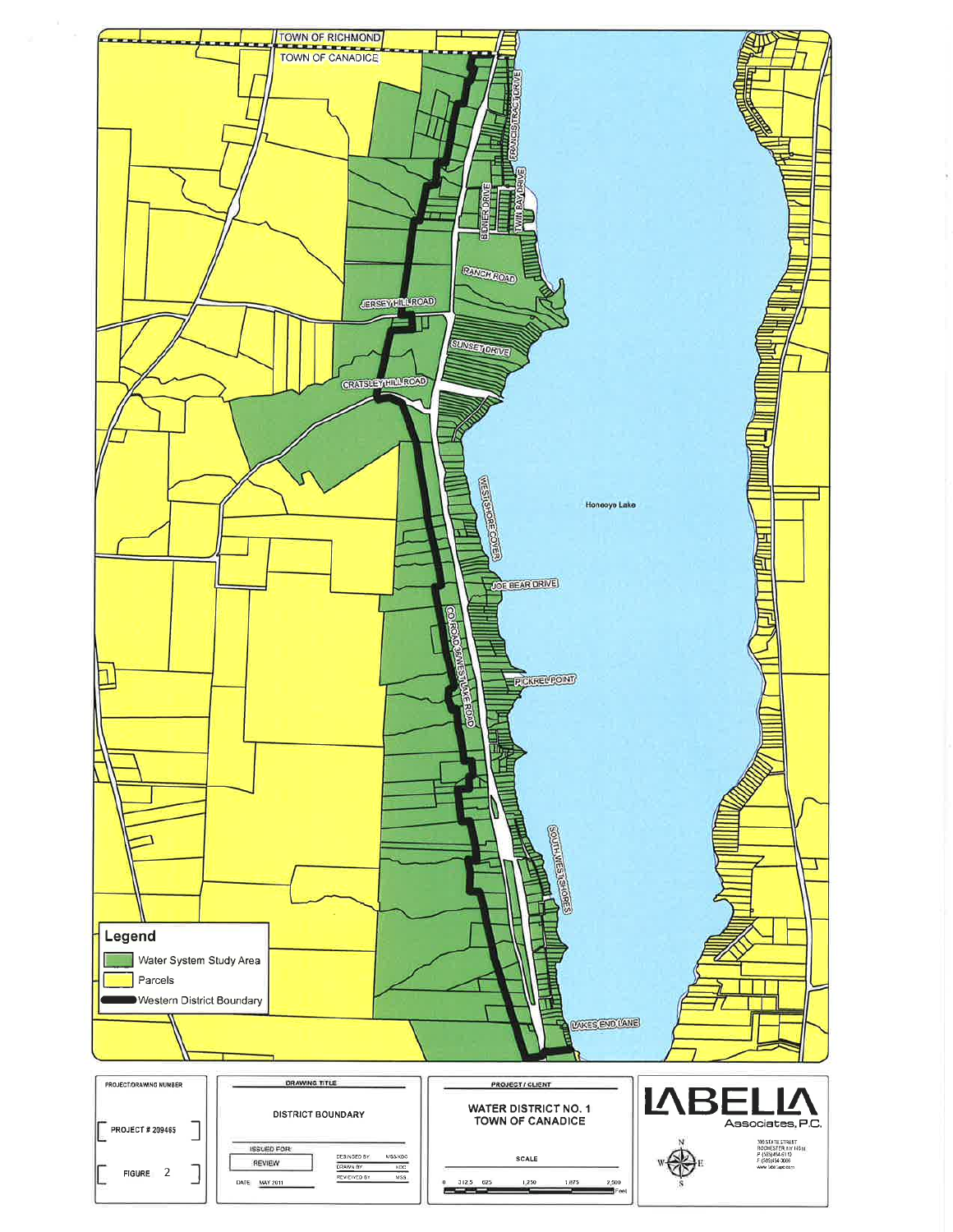TOWN OF RICHMOND

TOWN OF CANADICE

FRANCIS TRACT DRIVE

BIDNER DRIVE

TWIN BAY DRIVE

RANCH ROAD

JERSEY HILL ROAD

SUNSET DRIVE

CRATSLEY HILL ROAD

WEST SHORE COVER

Honeoye Lake

JOE BEAR DRIVE

CO ROAD 36/WEST LAKE ROAD

PICKREL POINT

SOUTH WEST SHORES

LAKES END LANE

**Legend**

- Water System Study Area
- Parcels
- Western District Boundary

| PROJECT/DRAWING NUMBER | DRAWING TITLE | PROJECT / CLIENT |
|---|---|---|
| PROJECT # 209465 | DISTRICT BOUNDARY | WATER DISTRICT NO. 1 TOWN OF CANADICE |
| FIGURE 2 | ISSUED FOR: REVIEW | SCALE |

DATE: MAY 2011

DESIGNED BY: MSS/KDC

DRAWN BY: KDC

REVIEWED BY: MSS

SCALE: 0, 312.5, 625, 1,250, 1,875, 2,500 Feet

LABELLA Associates, P.C.

300 STATE STREET ROCHESTER, NY 14614 P (585)454-6110 F (585)454-3066 www.labellapc.com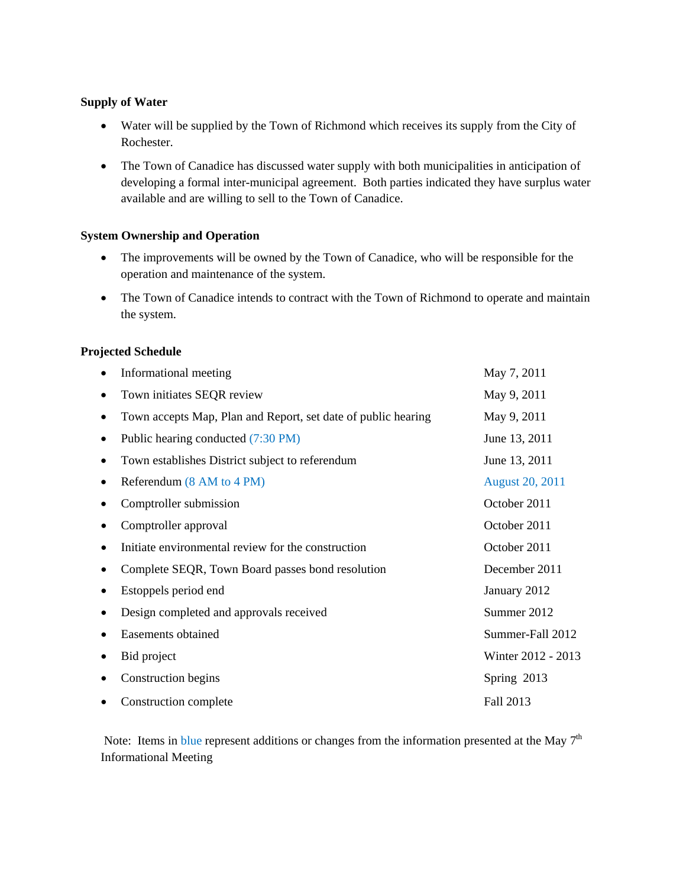**Supply of Water**

- Water will be supplied by the Town of Richmond which receives its supply from the City of Rochester.
- The Town of Canadice has discussed water supply with both municipalities in anticipation of developing a formal inter-municipal agreement. Both parties indicated they have surplus water available and are willing to sell to the Town of Canadice.

**System Ownership and Operation**

- The improvements will be owned by the Town of Canadice, who will be responsible for the operation and maintenance of the system.
- The Town of Canadice intends to contract with the Town of Richmond to operate and maintain the system.

**Projected Schedule**

| | |
|---|---|
| • Informational meeting | May 7, 2011 |
| • Town initiates SEQR review | May 9, 2011 |
| • Town accepts Map, Plan and Report, set date of public hearing | May 9, 2011 |
| • Public hearing conducted (7:30 PM) | June 13, 2011 |
| • Town establishes District subject to referendum | June 13, 2011 |
| • Referendum (8 AM to 4 PM) | August 20, 2011 |
| • Comptroller submission | October 2011 |
| • Comptroller approval | October 2011 |
| • Initiate environmental review for the construction | October 2011 |
| • Complete SEQR, Town Board passes bond resolution | December 2011 |
| • Estoppels period end | January 2012 |
| • Design completed and approvals received | Summer 2012 |
| • Easements obtained | Summer-Fall 2012 |
| • Bid project | Winter 2012 - 2013 |
| • Construction begins | Spring 2013 |
| • Construction complete | Fall 2013 |

Note: Items in blue represent additions or changes from the information presented at the May 7th Informational Meeting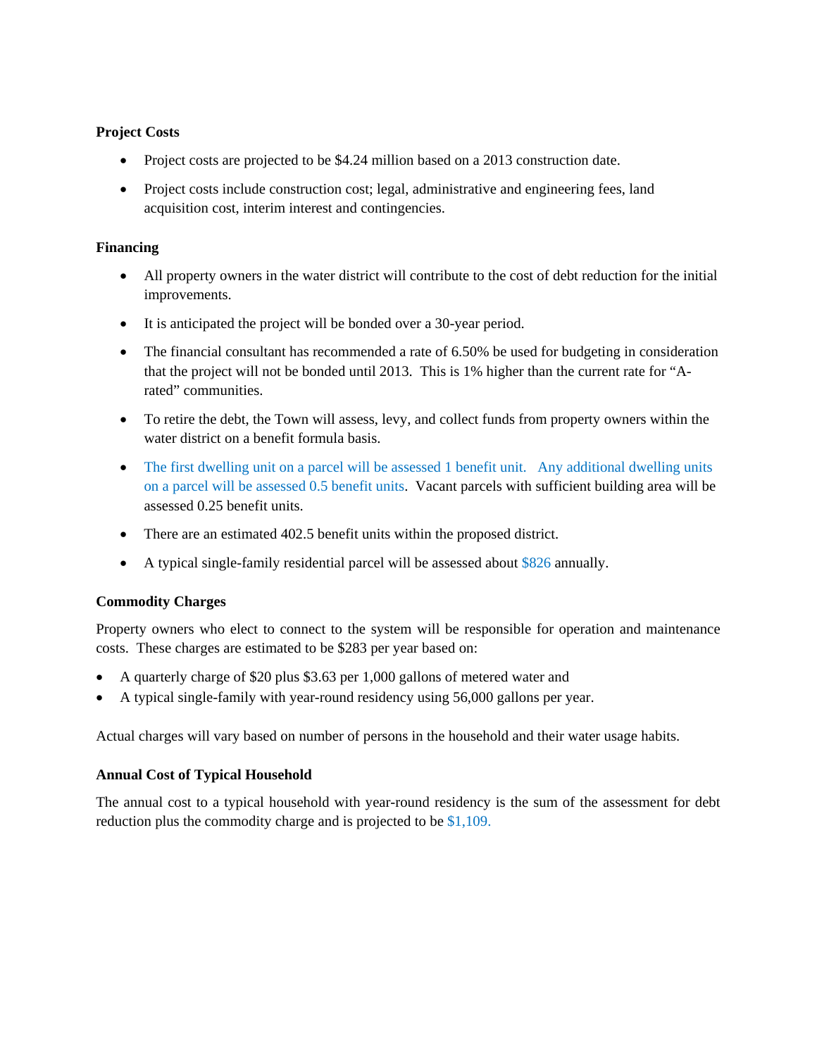**Project Costs**

- Project costs are projected to be $4.24 million based on a 2013 construction date.
- Project costs include construction cost; legal, administrative and engineering fees, land acquisition cost, interim interest and contingencies.

**Financing**

- All property owners in the water district will contribute to the cost of debt reduction for the initial improvements.
- It is anticipated the project will be bonded over a 30-year period.
- The financial consultant has recommended a rate of 6.50% be used for budgeting in consideration that the project will not be bonded until 2013. This is 1% higher than the current rate for "A-rated" communities.
- To retire the debt, the Town will assess, levy, and collect funds from property owners within the water district on a benefit formula basis.
- The first dwelling unit on a parcel will be assessed 1 benefit unit. Any additional dwelling units on a parcel will be assessed 0.5 benefit units. Vacant parcels with sufficient building area will be assessed 0.25 benefit units.
- There are an estimated 402.5 benefit units within the proposed district.
- A typical single-family residential parcel will be assessed about $826 annually.

**Commodity Charges**

Property owners who elect to connect to the system will be responsible for operation and maintenance costs. These charges are estimated to be $283 per year based on:

- A quarterly charge of $20 plus $3.63 per 1,000 gallons of metered water and
- A typical single-family with year-round residency using 56,000 gallons per year.

Actual charges will vary based on number of persons in the household and their water usage habits.

**Annual Cost of Typical Household**

The annual cost to a typical household with year-round residency is the sum of the assessment for debt reduction plus the commodity charge and is projected to be $1,109.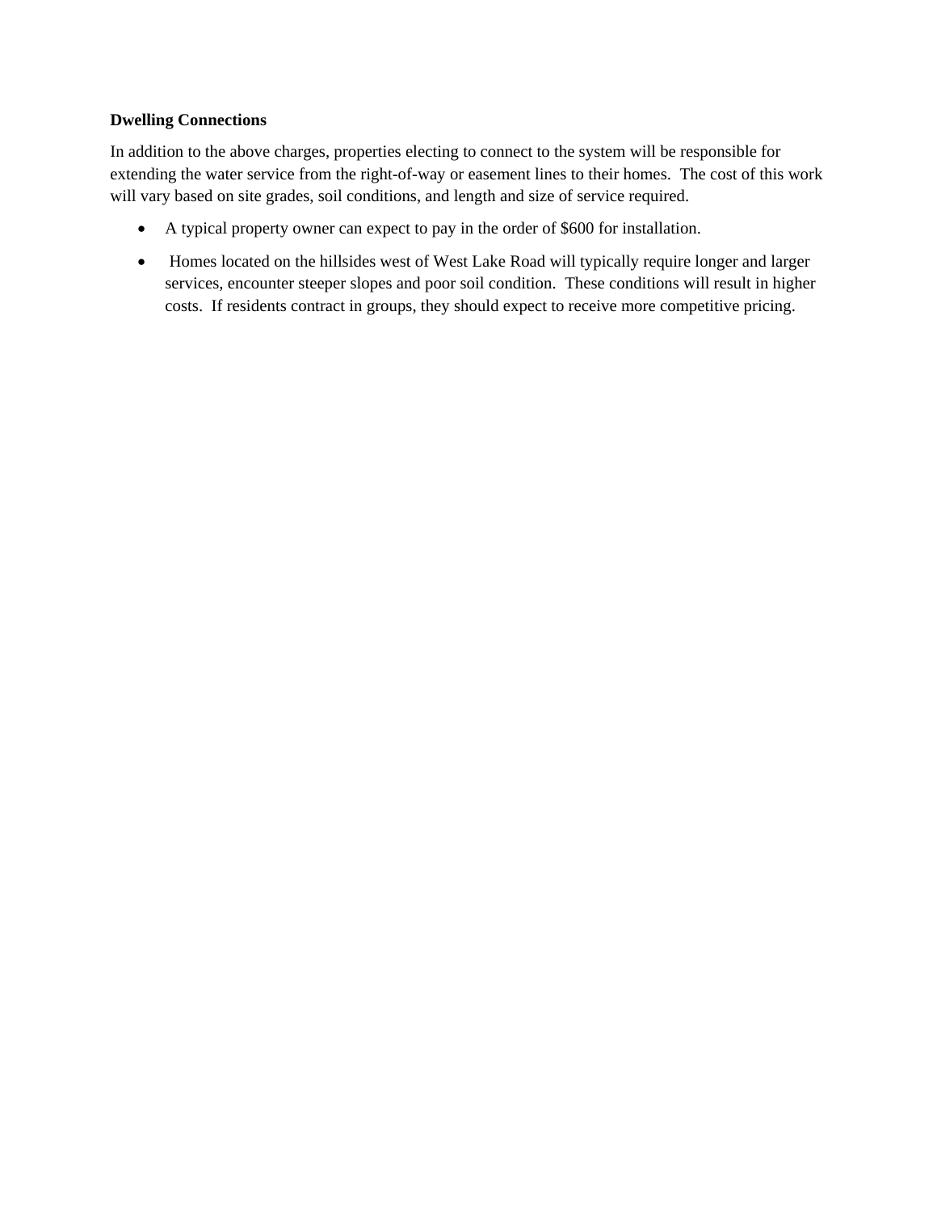**Dwelling Connections**

In addition to the above charges, properties electing to connect to the system will be responsible for extending the water service from the right-of-way or easement lines to their homes. The cost of this work will vary based on site grades, soil conditions, and length and size of service required.

- A typical property owner can expect to pay in the order of $600 for installation.
- Homes located on the hillsides west of West Lake Road will typically require longer and larger services, encounter steeper slopes and poor soil condition. These conditions will result in higher costs. If residents contract in groups, they should expect to receive more competitive pricing.